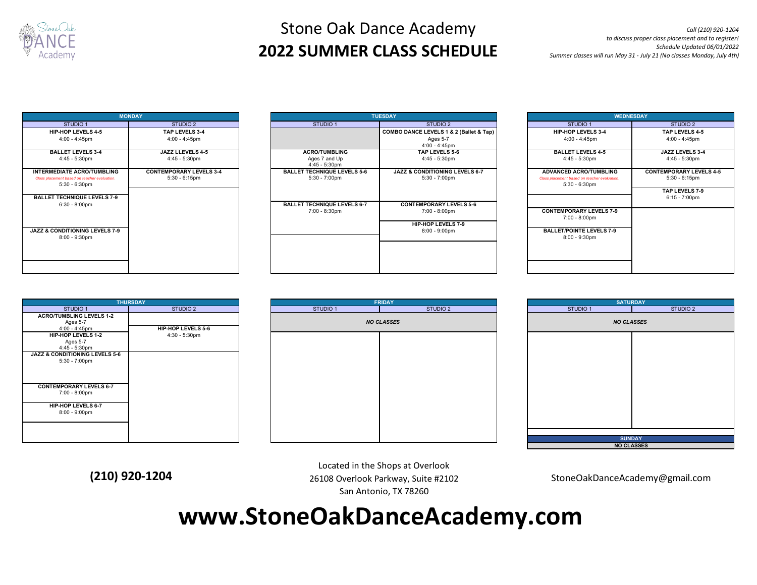# Stone Oak Dance Academy

## 2022 SUMMER CLASS SCHEDULE

*Call (210) 920-1204*
*to discuss proper class placement and to register!*
*Schedule Updated 06/01/2022*
*Summer classes will run May 31 - July 21 (No classes Monday, July 4th)*

| MONDAY | |
|---|---|
| STUDIO 1 | STUDIO 2 |
| **HIP-HOP LEVELS 4-5** 4:00 - 4:45pm | **TAP LEVELS 3-4** 4:00 - 4:45pm |
| **BALLET LEVELS 3-4** 4:45 - 5:30pm | **JAZZ LLEVELS 4-5** 4:45 - 5:30pm |
| **INTERMEDIATE ACRO/TUMBLING** *Class placement based on teacher evaluation.* 5:30 - 6:30pm | **CONTEMPORARY LEVELS 3-4** 5:30 - 6:15pm |
| **BALLET TECHNIQUE LEVELS 7-9** 6:30 - 8:00pm | |
| **JAZZ & CONDITIONING LEVELS 7-9** 8:00 - 9:30pm | |

| TUESDAY | |
|---|---|
| STUDIO 1 | STUDIO 2 |
| | **COMBO DANCE LEVELS 1 & 2 (Ballet & Tap)** Ages 5-7 4:00 - 4:45pm |
| **ACRO/TUMBLING** Ages 7 and Up 4:45 - 5:30pm | **TAP LEVELS 5-6** 4:45 - 5:30pm |
| **BALLET TECHNIQUE LEVELS 5-6** 5:30 - 7:00pm | **JAZZ & CONDITIONING LEVELS 6-7** 5:30 - 7:00pm |
| **BALLET TECHNIQUE LEVELS 6-7** 7:00 - 8:30pm | **CONTEMPORARY LEVELS 5-6** 7:00 - 8:00pm |
| | **HIP-HOP LEVELS 7-9** 8:00 - 9:00pm |

| WEDNESDAY | |
|---|---|
| STUDIO 1 | STUDIO 2 |
| **HIP-HOP LEVELS 3-4** 4:00 - 4:45pm | **TAP LEVELS 4-5** 4:00 - 4:45pm |
| **BALLET LEVELS 4-5** 4:45 - 5:30pm | **JAZZ LEVELS 3-4** 4:45 - 5:30pm |
| **ADVANCED ACRO/TUMBLING** *Class placement based on teacher evaluation.* 5:30 - 6:30pm | **CONTEMPORARY LEVELS 4-5** 5:30 - 6:15pm |
| | **TAP LEVELS 7-9** 6:15 - 7:00pm |
| **CONTEMPORARY LEVELS 7-9** 7:00 - 8:00pm | |
| **BALLET/POINTE LEVELS 7-9** 8:00 - 9:30pm | |

| THURSDAY | |
|---|---|
| STUDIO 1 | STUDIO 2 |
| **ACRO/TUMBLING LEVELS 1-2** Ages 5-7 4:00 - 4:45pm | |
| **HIP-HOP LEVELS 1-2** Ages 5-7 4:45 - 5:30pm | **HIP-HOP LEVELS 5-6** 4:30 - 5:30pm |
| **JAZZ & CONDITIONING LEVELS 5-6** 5:30 - 7:00pm | |
| **CONTEMPORARY LEVELS 6-7** 7:00 - 8:00pm | |
| **HIP-HOP LEVELS 6-7** 8:00 - 9:00pm | |

| FRIDAY | |
|---|---|
| STUDIO 1 | STUDIO 2 |
| ***NO CLASSES*** | |

| SATURDAY | |
|---|---|
| STUDIO 1 | STUDIO 2 |
| ***NO CLASSES*** | |

| SUNDAY |
|---|
| **NO CLASSES** |

**(210) 920-1204**

Located in the Shops at Overlook
26108 Overlook Parkway, Suite #2102
San Antonio, TX 78260

StoneOakDanceAcademy@gmail.com

# www.StoneOakDanceAcademy.com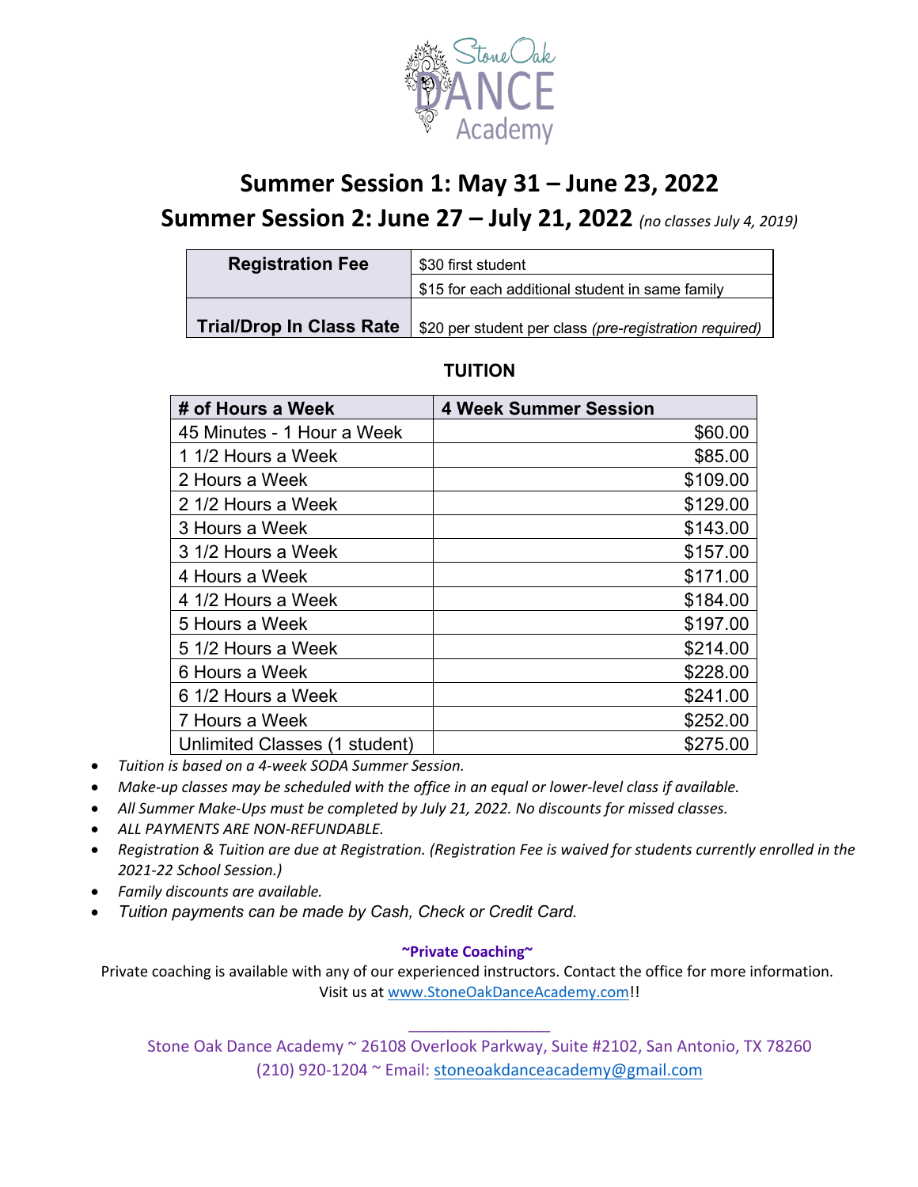Stone Oak DANCE Academy

## Summer Session 1: May 31 – June 23, 2022

## Summer Session 2: June 27 – July 21, 2022 *(no classes July 4, 2019)*

| | |
|---|---|
| **Registration Fee** | $30 first student |
| | $15 for each additional student in same family |
| **Trial/Drop In Class Rate** | $20 per student per class *(pre-registration required)* |

### TUITION

| # of Hours a Week | 4 Week Summer Session |
|---|---|
| 45 Minutes - 1 Hour a Week | $60.00 |
| 1 1/2 Hours a Week | $85.00 |
| 2 Hours a Week | $109.00 |
| 2 1/2 Hours a Week | $129.00 |
| 3 Hours a Week | $143.00 |
| 3 1/2 Hours a Week | $157.00 |
| 4 Hours a Week | $171.00 |
| 4 1/2 Hours a Week | $184.00 |
| 5 Hours a Week | $197.00 |
| 5 1/2 Hours a Week | $214.00 |
| 6 Hours a Week | $228.00 |
| 6 1/2 Hours a Week | $241.00 |
| 7 Hours a Week | $252.00 |
| Unlimited Classes (1 student) | $275.00 |

- *Tuition is based on a 4-week SODA Summer Session.*
- *Make-up classes may be scheduled with the office in an equal or lower-level class if available.*
- *All Summer Make-Ups must be completed by July 21, 2022. No discounts for missed classes.*
- *ALL PAYMENTS ARE NON-REFUNDABLE.*
- *Registration & Tuition are due at Registration. (Registration Fee is waived for students currently enrolled in the 2021-22 School Session.)*
- *Family discounts are available.*
- *Tuition payments can be made by Cash, Check or Credit Card.*

**~Private Coaching~**

Private coaching is available with any of our experienced instructors. Contact the office for more information.
Visit us at www.StoneOakDanceAcademy.com!!

Stone Oak Dance Academy ~ 26108 Overlook Parkway, Suite #2102, San Antonio, TX 78260
(210) 920-1204 ~ Email: stoneoakdanceacademy@gmail.com